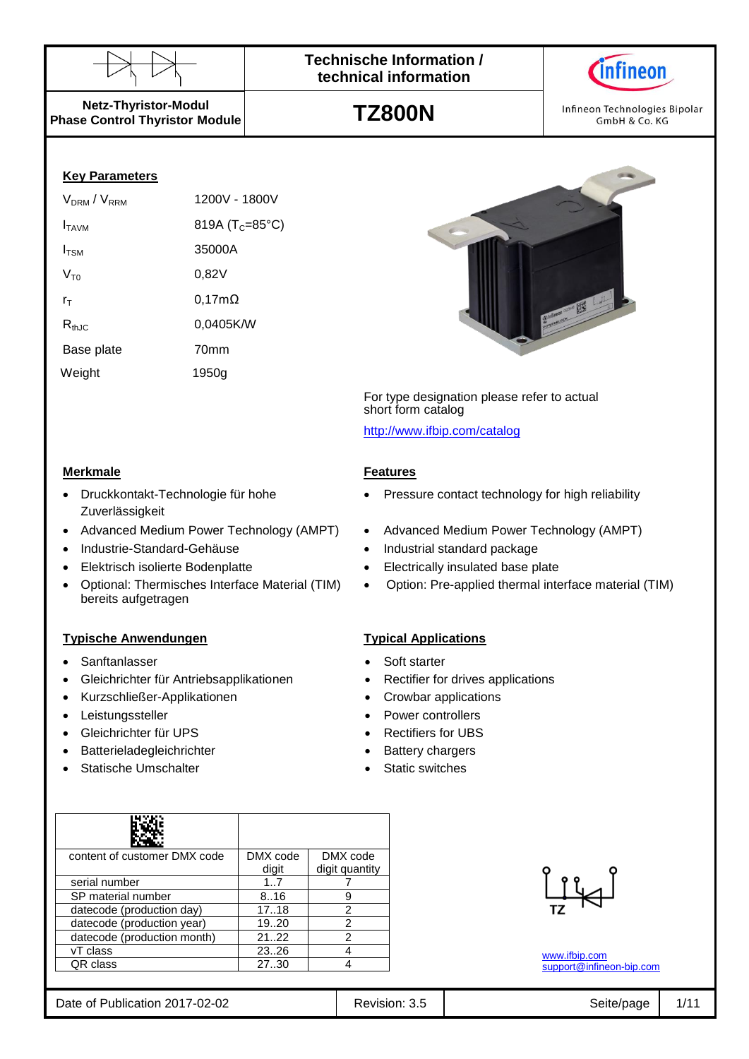Technische Information / technical information

**Netz-Thyristor-Modul**
**Phase Control Thyristor Module**

# TZ800N

Infineon Technologies Bipolar GmbH & Co. KG

## Key Parameters

| | |
|---|---|
| $V_{DRM}$ / $V_{RRM}$ | 1200V - 1800V |
| $I_{TAVM}$ | 819A ($T_C$=85°C) |
| $I_{TSM}$ | 35000A |
| $V_{T0}$ | 0,82V |
| $r_T$ | 0,17mΩ |
| $R_{thJC}$ | 0,0405K/W |
| Base plate | 70mm |
| Weight | 1950g |

For type designation please refer to actual short form catalog

http://www.ifbip.com/catalog

## Merkmale

- Druckkontakt-Technologie für hohe Zuverlässigkeit
- Advanced Medium Power Technology (AMPT)
- Industrie-Standard-Gehäuse
- Elektrisch isolierte Bodenplatte
- Optional: Thermisches Interface Material (TIM) bereits aufgetragen

## Features

- Pressure contact technology for high reliability
- Advanced Medium Power Technology (AMPT)
- Industrial standard package
- Electrically insulated base plate
- Option: Pre-applied thermal interface material (TIM)

## Typische Anwendungen

- Sanftanlasser
- Gleichrichter für Antriebsapplikationen
- Kurzschließer-Applikationen
- Leistungssteller
- Gleichrichter für UPS
- Batterieladegleichrichter
- Statische Umschalter

## Typical Applications

- Soft starter
- Rectifier for drives applications
- Crowbar applications
- Power controllers
- Rectifiers for UBS
- Battery chargers
- Static switches

| content of customer DMX code | DMX code digit | DMX code digit quantity |
|---|---|---|
| serial number | 1..7 | 7 |
| SP material number | 8..16 | 9 |
| datecode (production day) | 17..18 | 2 |
| datecode (production year) | 19..20 | 2 |
| datecode (production month) | 21..22 | 2 |
| vT class | 23..26 | 4 |
| QR class | 27..30 | 4 |

TZ

www.ifbip.com
support@infineon-bip.com

Date of Publication 2017-02-02 | Revision: 3.5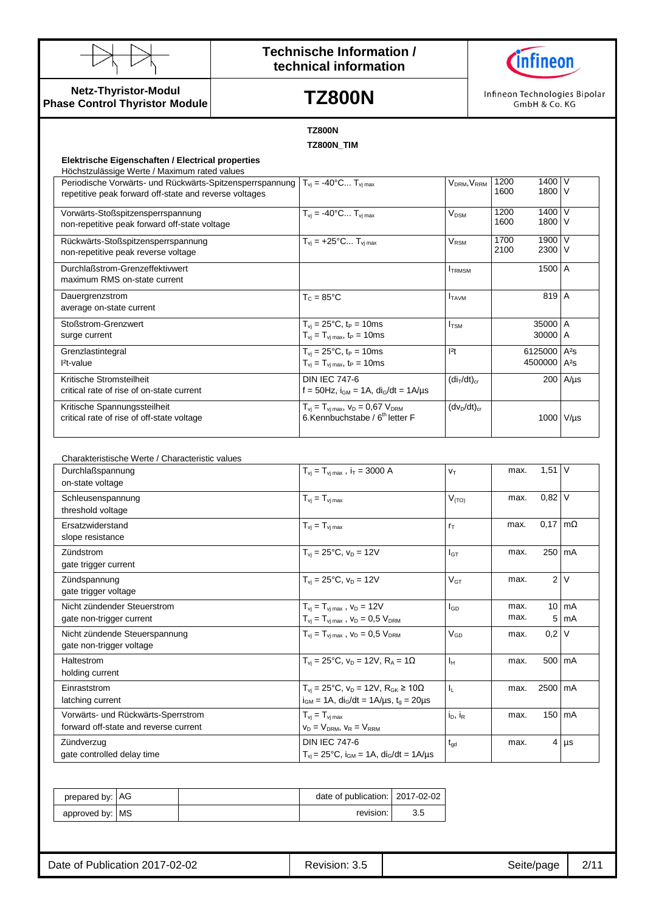**Technische Information / technical information**

**Netz-Thyristor-Modul**
**Phase Control Thyristor Module**

# TZ800N

Infineon Technologies Bipolar GmbH & Co. KG

**TZ800N**
**TZ800N_TIM**

## Elektrische Eigenschaften / Electrical properties

Höchstzulässige Werte / Maximum rated values

| Parameter | Conditions | Symbol | | Value | Unit |
|---|---|---|---|---|---|
| Periodische Vorwärts- und Rückwärts-Spitzensperrspannung<br>repetitive peak forward off-state and reverse voltages | $T_{vj}$ = -40°C... $T_{vj\,max}$ | $V_{DRM}$,$V_{RRM}$ | 1200<br>1600 | 1400<br>1800 | V<br>V |
| Vorwärts-Stoßspitzensperrspannung<br>non-repetitive peak forward off-state voltage | $T_{vj}$ = -40°C... $T_{vj\,max}$ | $V_{DSM}$ | 1200<br>1600 | 1400<br>1800 | V<br>V |
| Rückwärts-Stoßspitzensperrspannung<br>non-repetitive peak reverse voltage | $T_{vj}$ = +25°C... $T_{vj\,max}$ | $V_{RSM}$ | 1700<br>2100 | 1900<br>2300 | V<br>V |
| Durchlaßstrom-Grenzeffektivwert<br>maximum RMS on-state current | | $I_{TRMSM}$ | | 1500 | A |
| Dauergrenzstrom<br>average on-state current | $T_C$ = 85°C | $I_{TAVM}$ | | 819 | A |
| Stoßstrom-Grenzwert<br>surge current | $T_{vj}$ = 25°C, $t_P$ = 10ms<br>$T_{vj}$ = $T_{vj\,max}$, $t_P$ = 10ms | $I_{TSM}$ | | 35000<br>30000 | A<br>A |
| Grenzlastintegral<br>I²t-value | $T_{vj}$ = 25°C, $t_P$ = 10ms<br>$T_{vj}$ = $T_{vj\,max}$, $t_P$ = 10ms | $I^2t$ | | 6125000<br>4500000 | A²s<br>A²s |
| Kritische Stromsteilheit<br>critical rate of rise of on-state current | DIN IEC 747-6<br>f = 50Hz, $i_{GM}$ = 1A, $di_G/dt$ = 1A/µs | $(di_T/dt)_{cr}$ | | 200 | A/µs |
| Kritische Spannungssteilheit<br>critical rate of rise of off-state voltage | $T_{vj}$ = $T_{vj\,max}$, $v_D$ = 0,67 $V_{DRM}$<br>6.Kennbuchstabe / 6th letter F | $(dv_D/dt)_{cr}$ | | 1000 | V/µs |

Charakteristische Werte / Characteristic values

| Parameter | Conditions | Symbol | | Value | Unit |
|---|---|---|---|---|---|
| Durchlaßspannung<br>on-state voltage | $T_{vj}$ = $T_{vj\,max}$ , $i_T$ = 3000 A | $v_T$ | max. | 1,51 | V |
| Schleusenspannung<br>threshold voltage | $T_{vj}$ = $T_{vj\,max}$ | $V_{(TO)}$ | max. | 0,82 | V |
| Ersatzwiderstand<br>slope resistance | $T_{vj}$ = $T_{vj\,max}$ | $r_T$ | max. | 0,17 | mΩ |
| Zündstrom<br>gate trigger current | $T_{vj}$ = 25°C, $v_D$ = 12V | $I_{GT}$ | max. | 250 | mA |
| Zündspannung<br>gate trigger voltage | $T_{vj}$ = 25°C, $v_D$ = 12V | $V_{GT}$ | max. | 2 | V |
| Nicht zündender Steuerstrom<br>gate non-trigger current | $T_{vj}$ = $T_{vj\,max}$ , $v_D$ = 12V<br>$T_{vj}$ = $T_{vj\,max}$ , $v_D$ = 0,5 $V_{DRM}$ | $I_{GD}$ | max.<br>max. | 10<br>5 | mA<br>mA |
| Nicht zündende Steuerspannung<br>gate non-trigger voltage | $T_{vj}$ = $T_{vj\,max}$ , $v_D$ = 0,5 $V_{DRM}$ | $V_{GD}$ | max. | 0,2 | V |
| Haltestrom<br>holding current | $T_{vj}$ = 25°C, $v_D$ = 12V, $R_A$ = 1Ω | $I_H$ | max. | 500 | mA |
| Einraststrom<br>latching current | $T_{vj}$ = 25°C, $v_D$ = 12V, $R_{GK}$ ≥ 10Ω<br>$i_{GM}$ = 1A, $di_G/dt$ = 1A/µs, $t_g$ = 20µs | $I_L$ | max. | 2500 | mA |
| Vorwärts- und Rückwärts-Sperrstrom<br>forward off-state and reverse current | $T_{vj}$ = $T_{vj\,max}$<br>$v_D$ = $V_{DRM}$, $v_R$ = $V_{RRM}$ | $i_D$, $i_R$ | max. | 150 | mA |
| Zündverzug<br>gate controlled delay time | DIN IEC 747-6<br>$T_{vj}$ = 25°C, $i_{GM}$ = 1A, $di_G/dt$ = 1A/µs | $t_{gd}$ | max. | 4 | µs |

| prepared by: | AG | | date of publication: | 2017-02-02 |
|---|---|---|---|---|
| approved by: | MS | | revision: | 3.5 |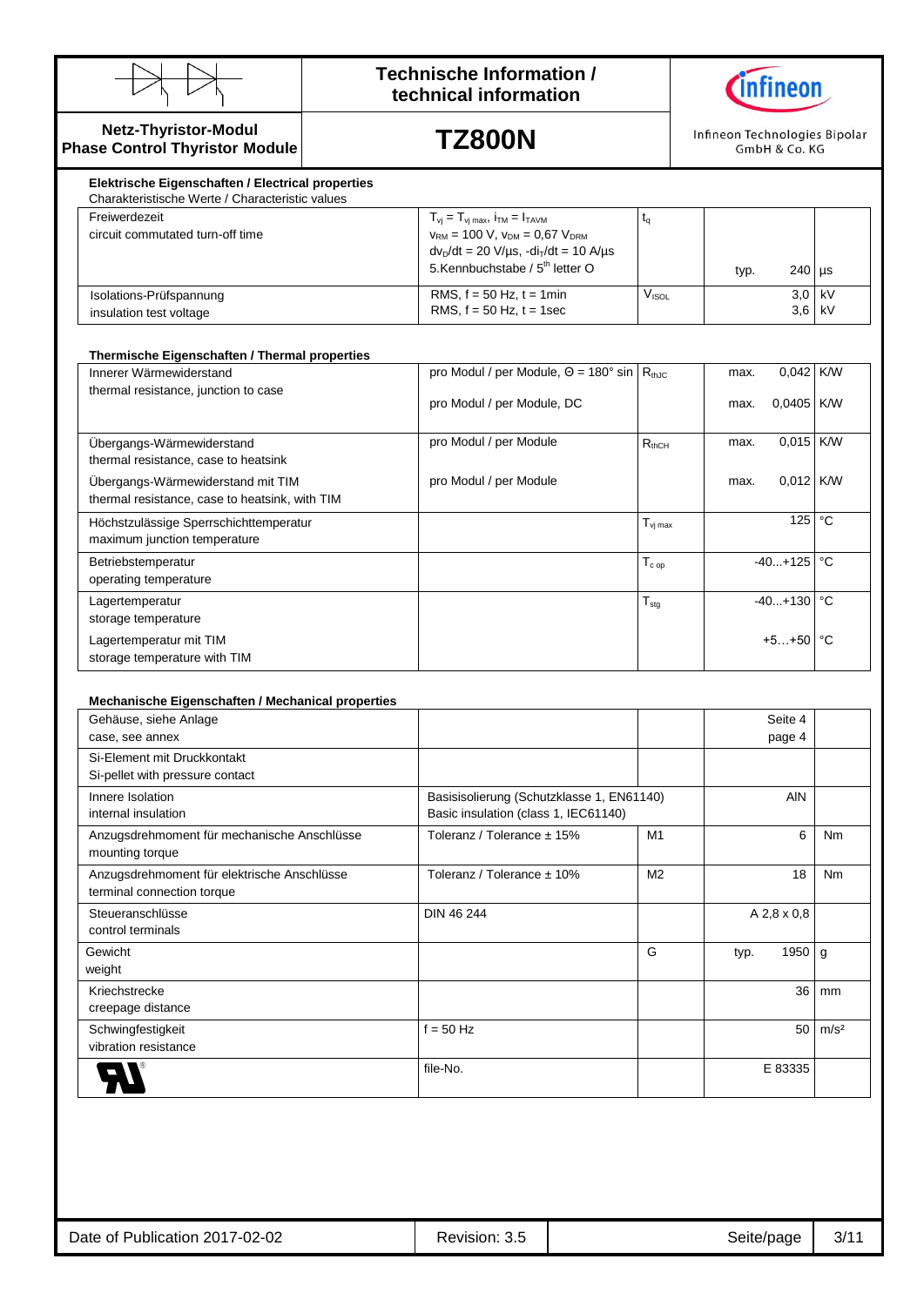**Netz-Thyristor-Modul**
**Phase Control Thyristor Module**

# TZ800N

### Elektrische Eigenschaften / Electrical properties

Charakteristische Werte / Characteristic values

| | | | | | |
|---|---|---|---|---|---|
| Freiwerdezeit<br>circuit commutated turn-off time | $T_{vj} = T_{vj\,max}$, $i_{TM} = I_{TAVM}$<br>$v_{RM}$ = 100 V, $v_{DM}$ = 0,67 $V_{DRM}$<br>$dv_D/dt$ = 20 V/µs, $-di_T/dt$ = 10 A/µs<br>5.Kennbuchstabe / 5th letter O | $t_q$ | typ. | 240 | µs |
| Isolations-Prüfspannung<br>insulation test voltage | RMS, f = 50 Hz, t = 1min<br>RMS, f = 50 Hz, t = 1sec | $V_{ISOL}$ | | 3,0<br>3,6 | kV<br>kV |

### Thermische Eigenschaften / Thermal properties

| | | | | | |
|---|---|---|---|---|---|
| Innerer Wärmewiderstand<br>thermal resistance, junction to case | pro Modul / per Module, Θ = 180° sin | $R_{thJC}$ | max. | 0,042 | K/W |
| | pro Modul / per Module, DC | | max. | 0,0405 | K/W |
| Übergangs-Wärmewiderstand<br>thermal resistance, case to heatsink | pro Modul / per Module | $R_{thCH}$ | max. | 0,015 | K/W |
| Übergangs-Wärmewiderstand mit TIM<br>thermal resistance, case to heatsink, with TIM | pro Modul / per Module | | max. | 0,012 | K/W |
| Höchstzulässige Sperrschichttemperatur<br>maximum junction temperature | | $T_{vj\,max}$ | | 125 | °C |
| Betriebstemperatur<br>operating temperature | | $T_{c\,op}$ | | -40...+125 | °C |
| Lagertemperatur<br>storage temperature | | $T_{stg}$ | | -40...+130 | °C |
| Lagertemperatur mit TIM<br>storage temperature with TIM | | | | +5…+50 | °C |

### Mechanische Eigenschaften / Mechanical properties

| | | | | |
|---|---|---|---|---|
| Gehäuse, siehe Anlage<br>case, see annex | | | Seite 4<br>page 4 | |
| Si-Element mit Druckkontakt<br>Si-pellet with pressure contact | | | | |
| Innere Isolation<br>internal insulation | Basisisolierung (Schutzklasse 1, EN61140)<br>Basic insulation (class 1, IEC61140) | | AlN | |
| Anzugsdrehmoment für mechanische Anschlüsse<br>mounting torque | Toleranz / Tolerance ± 15% | M1 | 6 | Nm |
| Anzugsdrehmoment für elektrische Anschlüsse<br>terminal connection torque | Toleranz / Tolerance ± 10% | M2 | 18 | Nm |
| Steueranschlüsse<br>control terminals | DIN 46 244 | | A 2,8 x 0,8 | |
| Gewicht<br>weight | | G | typ. 1950 | g |
| Kriechstrecke<br>creepage distance | | | 36 | mm |
| Schwingfestigkeit<br>vibration resistance | f = 50 Hz | | 50 | m/s² |
| UL® | file-No. | | E 83335 | |

Date of Publication 2017-02-02 | Revision: 3.5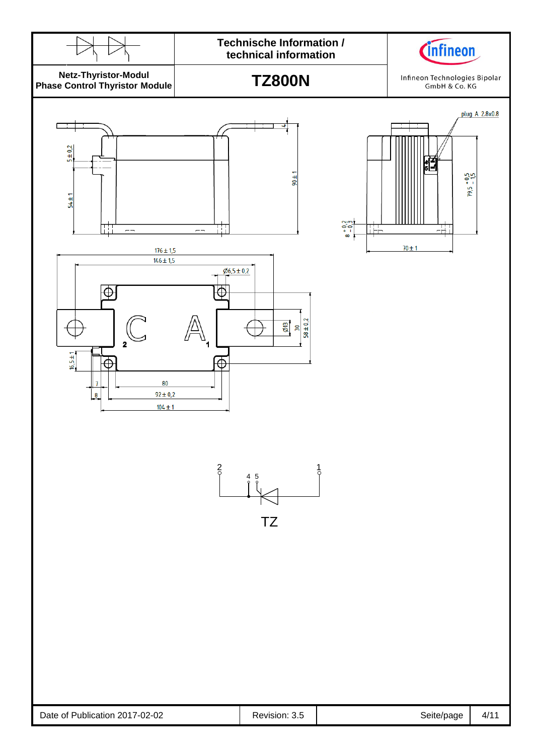Technische Information / technical information

Netz-Thyristor-Modul
Phase Control Thyristor Module

# TZ800N

Infineon Technologies Bipolar GmbH & Co. KG

plug A 2,8x0,8

5 ± 0,2

54 ± 1

90 ± 1

4

8 +0,2 −0,3

79,5 +0,5 −1,5

70 ± 1

176 ± 1,5

146 ± 1,5

Ø6,5 ± 0,2

Ø13

30

58 ± 0,2

16,5 ± 1

7

8

80

92 ± 0,2

104 ± 1

C 2

A 1

2 &nbsp;&nbsp; 4 &nbsp; 5 &nbsp;&nbsp; 1

TZ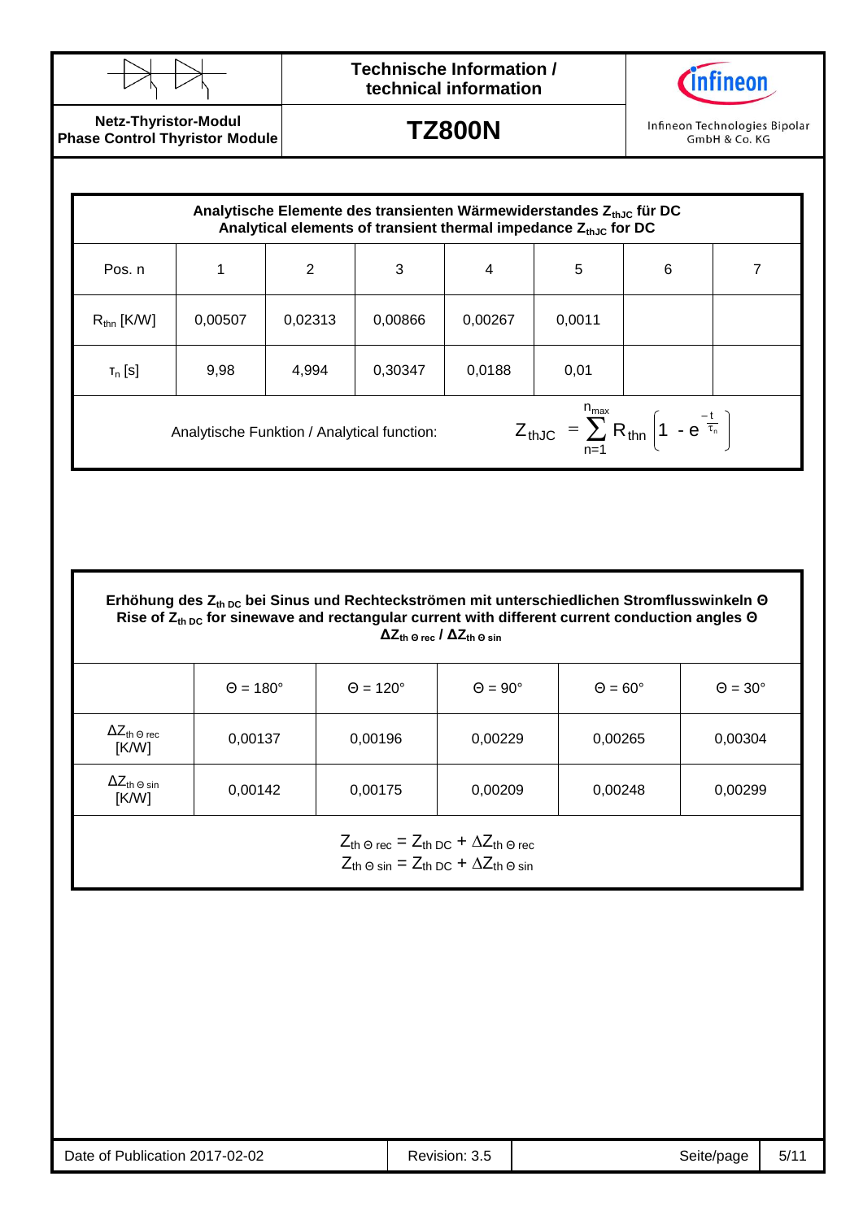**Analytische Elemente des transienten Wärmewiderstandes $Z_{thJC}$ für DC**
**Analytical elements of transient thermal impedance $Z_{thJC}$ for DC**

| Pos. n | 1 | 2 | 3 | 4 | 5 | 6 | 7 |
|---|---|---|---|---|---|---|---|
| $R_{thn}$ [K/W] | 0,00507 | 0,02313 | 0,00866 | 0,00267 | 0,0011 | | |
| $\tau_n$ [s] | 9,98 | 4,994 | 0,30347 | 0,0188 | 0,01 | | |

Analytische Funktion / Analytical function:

$$Z_{thJC} = \sum_{n=1}^{n_{max}} R_{thn} \left(1 - e^{\frac{-t}{\tau_n}}\right)$$

**Erhöhung des $Z_{th\,DC}$ bei Sinus und Rechteckströmen mit unterschiedlichen Stromflusswinkeln Θ**
**Rise of $Z_{th\,DC}$ for sinewave and rectangular current with different current conduction angles Θ**
**$\Delta Z_{th\,\Theta\,rec}$ / $\Delta Z_{th\,\Theta\,sin}$**

| | Θ = 180° | Θ = 120° | Θ = 90° | Θ = 60° | Θ = 30° |
|---|---|---|---|---|---|
| $\Delta Z_{th\,\Theta\,rec}$ [K/W] | 0,00137 | 0,00196 | 0,00229 | 0,00265 | 0,00304 |
| $\Delta Z_{th\,\Theta\,sin}$ [K/W] | 0,00142 | 0,00175 | 0,00209 | 0,00248 | 0,00299 |

$$Z_{th\,\Theta\,rec} = Z_{th\,DC} + \Delta Z_{th\,\Theta\,rec}$$
$$Z_{th\,\Theta\,sin} = Z_{th\,DC} + \Delta Z_{th\,\Theta\,sin}$$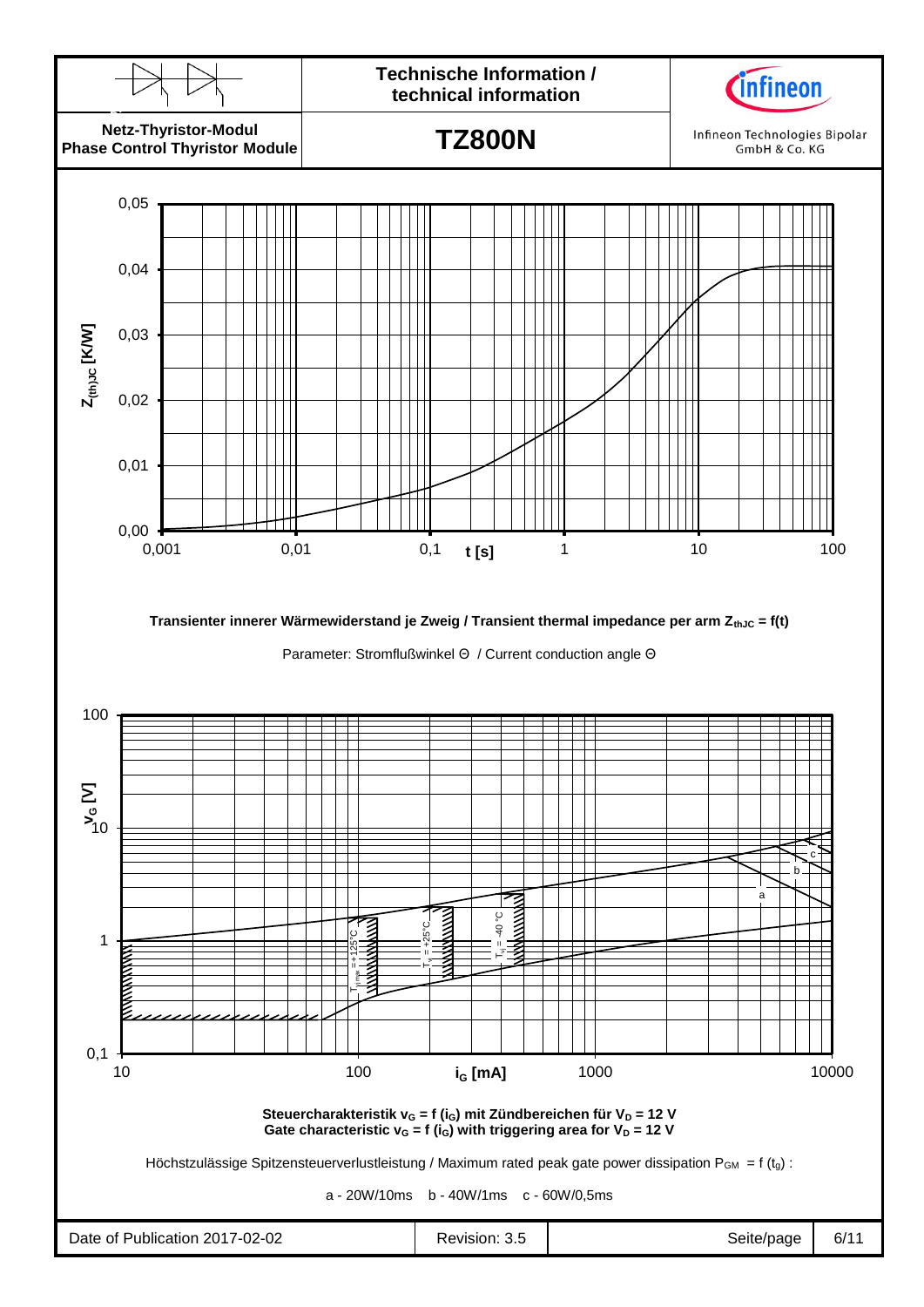Transienter innerer Wärmewiderstand je Zweig / Transient thermal impedance per arm $Z_{thJC} = f(t)$

Parameter: Stromflußwinkel Θ / Current conduction angle Θ

**Steuercharakteristik $v_G = f(i_G)$ mit Zündbereichen für $V_D = 12$ V**
**Gate characteristic $v_G = f(i_G)$ with triggering area for $V_D = 12$ V**

Höchstzulässige Spitzensteuerverlustleistung / Maximum rated peak gate power dissipation $P_{GM} = f(t_g)$ :

a - 20W/10ms b - 40W/1ms c - 60W/0,5ms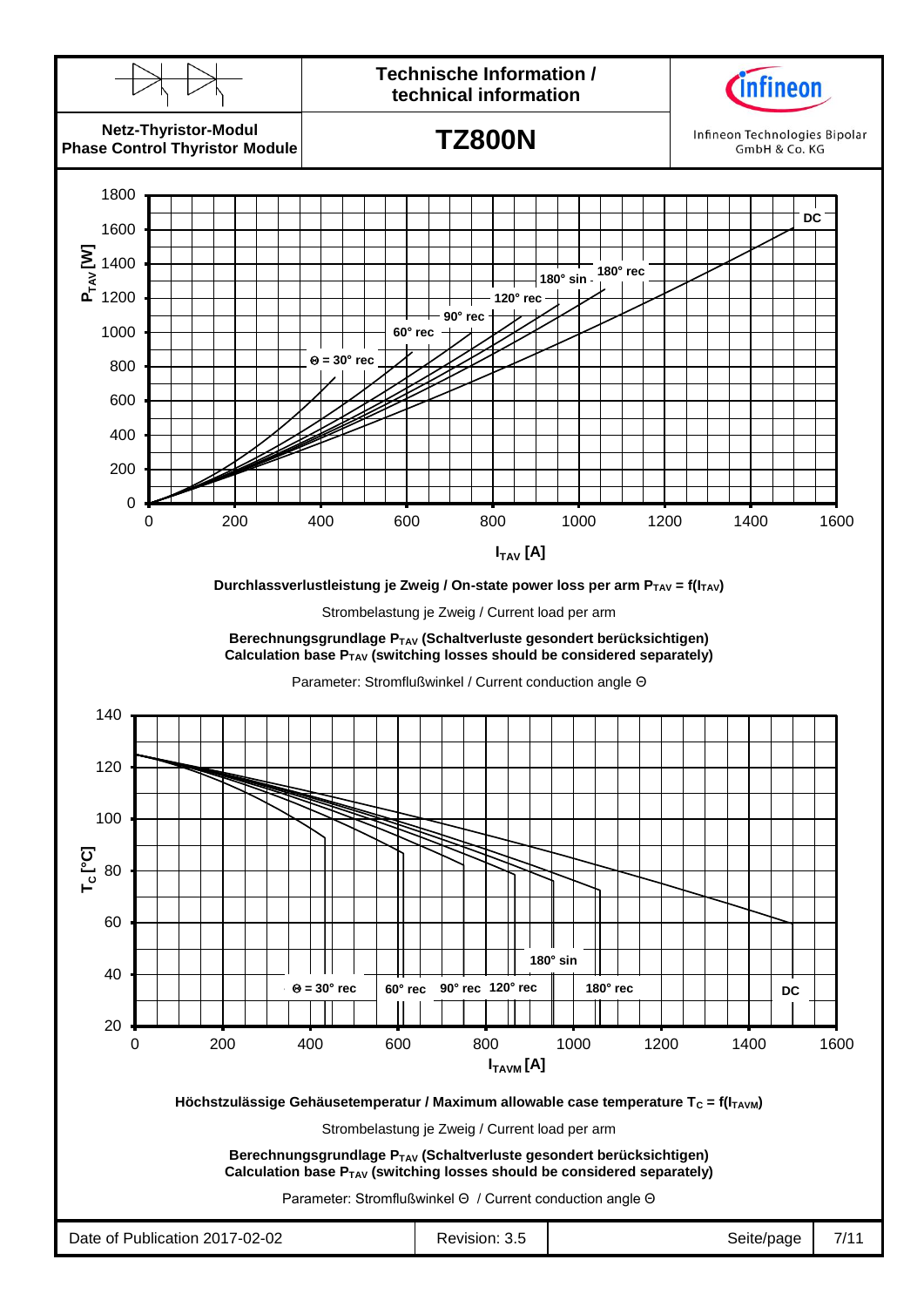Durchlassverlustleistung je Zweig / On-state power loss per arm $P_{TAV} = f(I_{TAV})$

Strombelastung je Zweig / Current load per arm

**Berechnungsgrundlage $P_{TAV}$ (Schaltverluste gesondert berücksichtigen)**
**Calculation base $P_{TAV}$ (switching losses should be considered separately)**

Parameter: Stromflußwinkel / Current conduction angle Θ

Höchstzulässige Gehäusetemperatur / Maximum allowable case temperature $T_C = f(I_{TAVM})$

Strombelastung je Zweig / Current load per arm

**Berechnungsgrundlage $P_{TAV}$ (Schaltverluste gesondert berücksichtigen)**
**Calculation base $P_{TAV}$ (switching losses should be considered separately)**

Parameter: Stromflußwinkel Θ / Current conduction angle Θ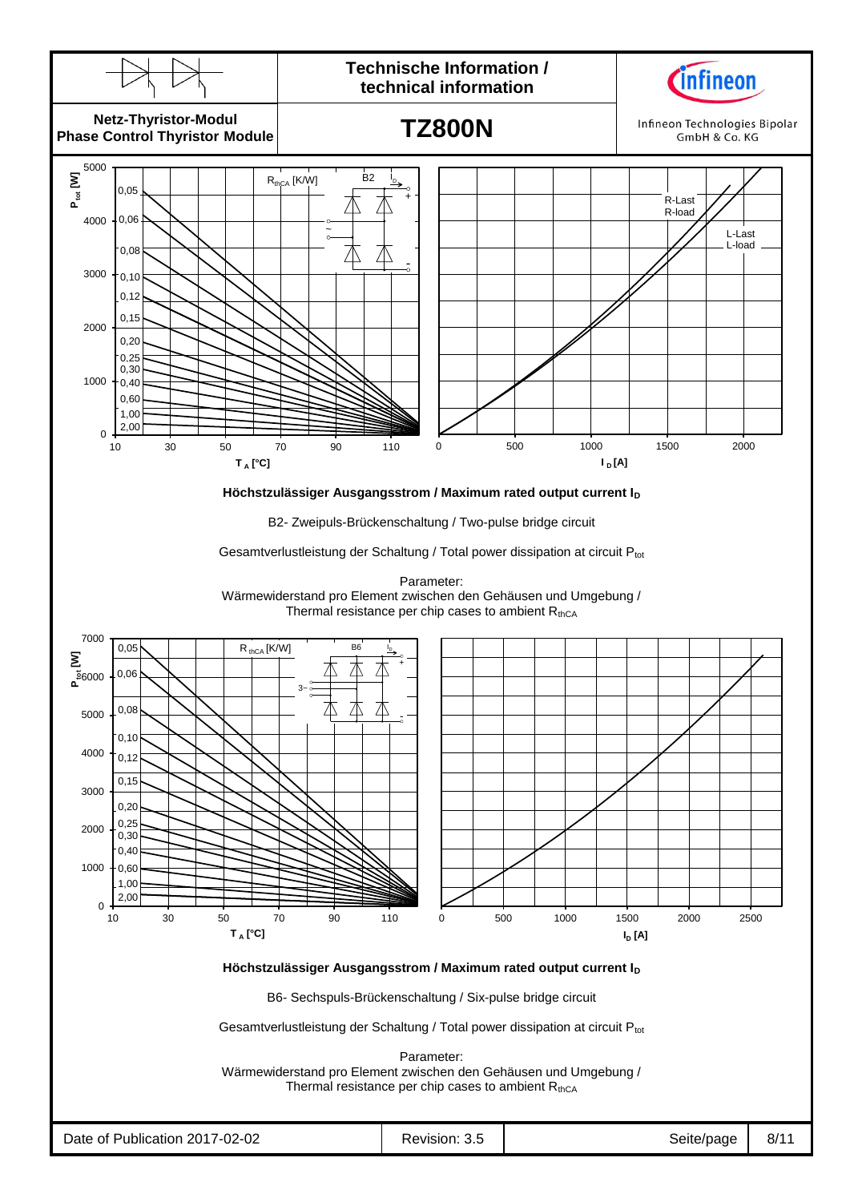Höchstzulässiger Ausgangsstrom / Maximum rated output current $I_D$

B2- Zweipuls-Brückenschaltung / Two-pulse bridge circuit

Gesamtverlustleistung der Schaltung / Total power dissipation at circuit $P_{tot}$

Parameter:
Wärmewiderstand pro Element zwischen den Gehäusen und Umgebung /
Thermal resistance per chip cases to ambient $R_{thCA}$

Höchstzulässiger Ausgangsstrom / Maximum rated output current $I_D$

B6- Sechspuls-Brückenschaltung / Six-pulse bridge circuit

Gesamtverlustleistung der Schaltung / Total power dissipation at circuit $P_{tot}$

Parameter:
Wärmewiderstand pro Element zwischen den Gehäusen und Umgebung /
Thermal resistance per chip cases to ambient $R_{thCA}$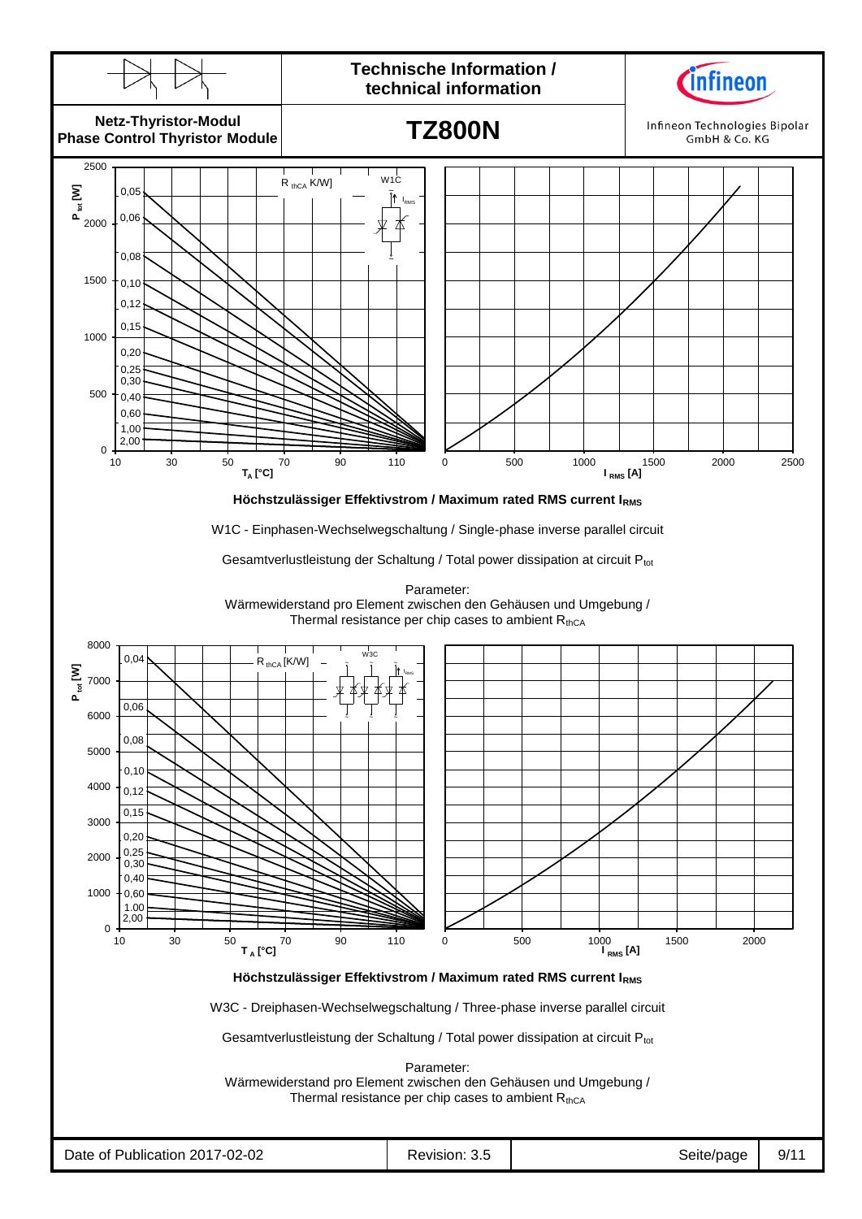Höchstzulässiger Effektivstrom / Maximum rated RMS current $I_{RMS}$

W1C - Einphasen-Wechselwegschaltung / Single-phase inverse parallel circuit

Gesamtverlustleistung der Schaltung / Total power dissipation at circuit $P_{tot}$

Parameter:
Wärmewiderstand pro Element zwischen den Gehäusen und Umgebung /
Thermal resistance per chip cases to ambient $R_{thCA}$

Höchstzulässiger Effektivstrom / Maximum rated RMS current $I_{RMS}$

W3C - Dreiphasen-Wechselwegschaltung / Three-phase inverse parallel circuit

Gesamtverlustleistung der Schaltung / Total power dissipation at circuit $P_{tot}$

Parameter:
Wärmewiderstand pro Element zwischen den Gehäusen und Umgebung /
Thermal resistance per chip cases to ambient $R_{thCA}$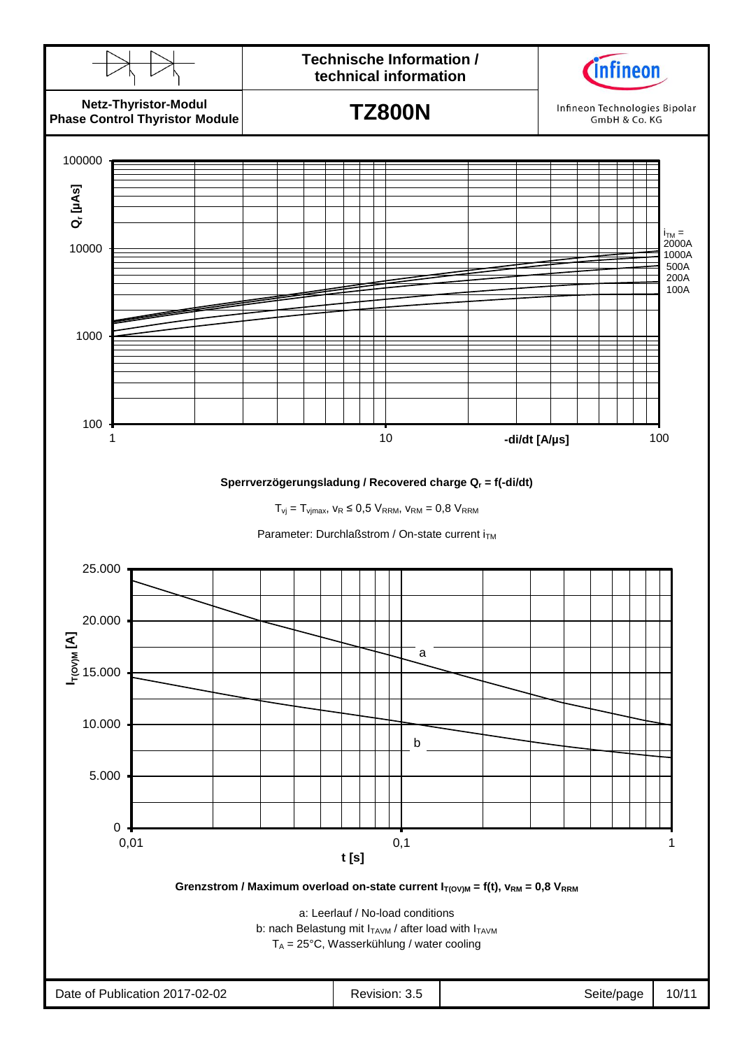**Technische Information / technical information**

**Netz-Thyristor-Modul**
**Phase Control Thyristor Module**

# TZ800N

Infineon Technologies Bipolar GmbH & Co. KG

$Q_r$ [µAs]

100000
10000
1000
100

1 | 10 | -di/dt [A/µs] | 100

$i_{TM}$ =
2000A
1000A
500A
200A
100A

**Sperrverzögerungsladung / Recovered charge $Q_r$ = f(-di/dt)**

$T_{vj} = T_{vjmax}$, $v_R \leq 0{,}5\ V_{RRM}$, $v_{RM} = 0{,}8\ V_{RRM}$

Parameter: Durchlaßstrom / On-state current $i_{TM}$

$I_{T(OV)M}$ [A]

25.000
20.000
15.000
10.000
5.000
0

0,01 | 0,1 | 1

t [s]

a

b

**Grenzstrom / Maximum overload on-state current $I_{T(OV)M}$ = f(t), $v_{RM}$ = 0,8 $V_{RRM}$**

a: Leerlauf / No-load conditions
b: nach Belastung mit $I_{TAVM}$ / after load with $I_{TAVM}$
$T_A$ = 25°C, Wasserkühlung / water cooling

Date of Publication 2017-02-02 | Revision: 3.5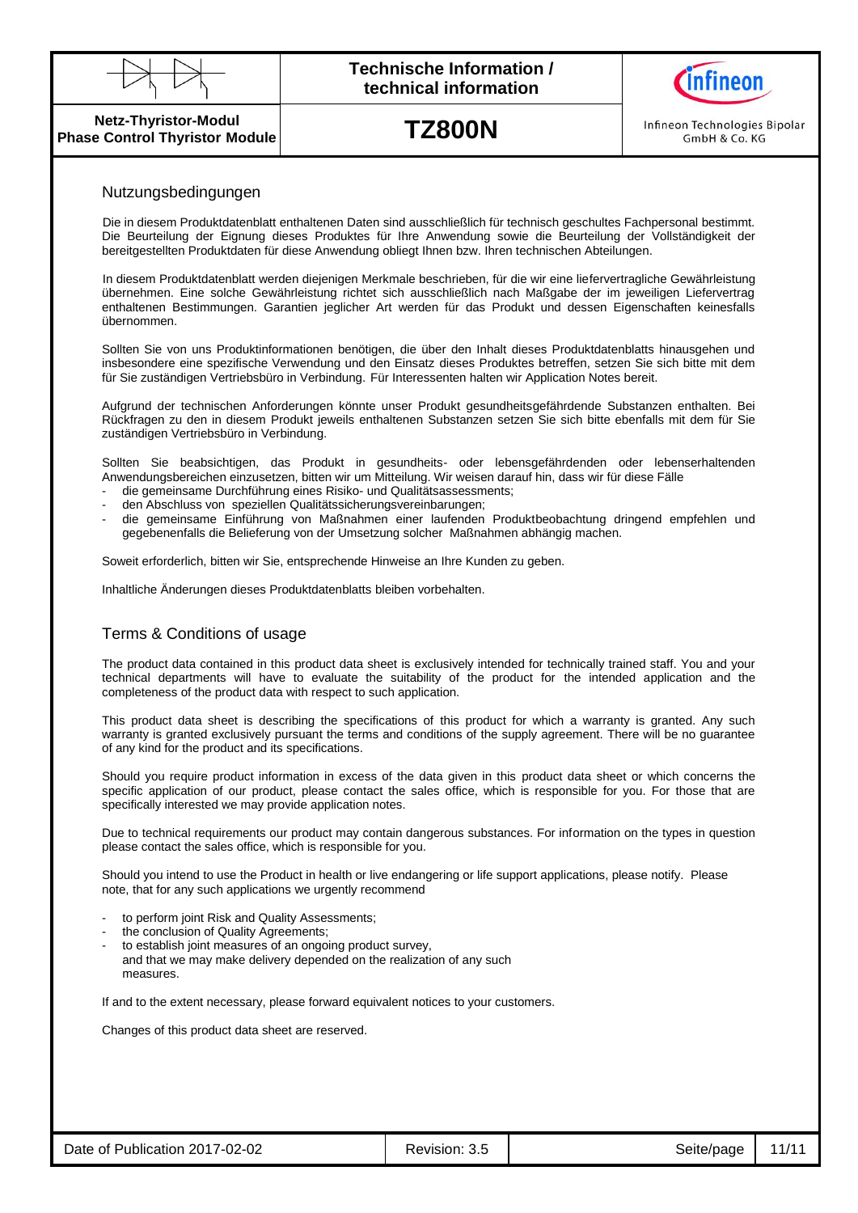## Nutzungsbedingungen

Die in diesem Produktdatenblatt enthaltenen Daten sind ausschließlich für technisch geschultes Fachpersonal bestimmt. Die Beurteilung der Eignung dieses Produktes für Ihre Anwendung sowie die Beurteilung der Vollständigkeit der bereitgestellten Produktdaten für diese Anwendung obliegt Ihnen bzw. Ihren technischen Abteilungen.

In diesem Produktdatenblatt werden diejenigen Merkmale beschrieben, für die wir eine liefervertragliche Gewährleistung übernehmen. Eine solche Gewährleistung richtet sich ausschließlich nach Maßgabe der im jeweiligen Liefervertrag enthaltenen Bestimmungen. Garantien jeglicher Art werden für das Produkt und dessen Eigenschaften keinesfalls übernommen.

Sollten Sie von uns Produktinformationen benötigen, die über den Inhalt dieses Produktdatenblatts hinausgehen und insbesondere eine spezifische Verwendung und den Einsatz dieses Produktes betreffen, setzen Sie sich bitte mit dem für Sie zuständigen Vertriebsbüro in Verbindung. Für Interessenten halten wir Application Notes bereit.

Aufgrund der technischen Anforderungen könnte unser Produkt gesundheitsgefährdende Substanzen enthalten. Bei Rückfragen zu den in diesem Produkt jeweils enthaltenen Substanzen setzen Sie sich bitte ebenfalls mit dem für Sie zuständigen Vertriebsbüro in Verbindung.

Sollten Sie beabsichtigen, das Produkt in gesundheits- oder lebensgefährdenden oder lebenserhaltenden Anwendungsbereichen einzusetzen, bitten wir um Mitteilung. Wir weisen darauf hin, dass wir für diese Fälle

- die gemeinsame Durchführung eines Risiko- und Qualitätsassessments;
- den Abschluss von speziellen Qualitätssicherungsvereinbarungen;
- die gemeinsame Einführung von Maßnahmen einer laufenden Produktbeobachtung dringend empfehlen und gegebenenfalls die Belieferung von der Umsetzung solcher Maßnahmen abhängig machen.

Soweit erforderlich, bitten wir Sie, entsprechende Hinweise an Ihre Kunden zu geben.

Inhaltliche Änderungen dieses Produktdatenblatts bleiben vorbehalten.

## Terms & Conditions of usage

The product data contained in this product data sheet is exclusively intended for technically trained staff. You and your technical departments will have to evaluate the suitability of the product for the intended application and the completeness of the product data with respect to such application.

This product data sheet is describing the specifications of this product for which a warranty is granted. Any such warranty is granted exclusively pursuant the terms and conditions of the supply agreement. There will be no guarantee of any kind for the product and its specifications.

Should you require product information in excess of the data given in this product data sheet or which concerns the specific application of our product, please contact the sales office, which is responsible for you. For those that are specifically interested we may provide application notes.

Due to technical requirements our product may contain dangerous substances. For information on the types in question please contact the sales office, which is responsible for you.

Should you intend to use the Product in health or live endangering or life support applications, please notify. Please note, that for any such applications we urgently recommend

- to perform joint Risk and Quality Assessments;
- the conclusion of Quality Agreements;
- to establish joint measures of an ongoing product survey, and that we may make delivery depended on the realization of any such measures.

If and to the extent necessary, please forward equivalent notices to your customers.

Changes of this product data sheet are reserved.